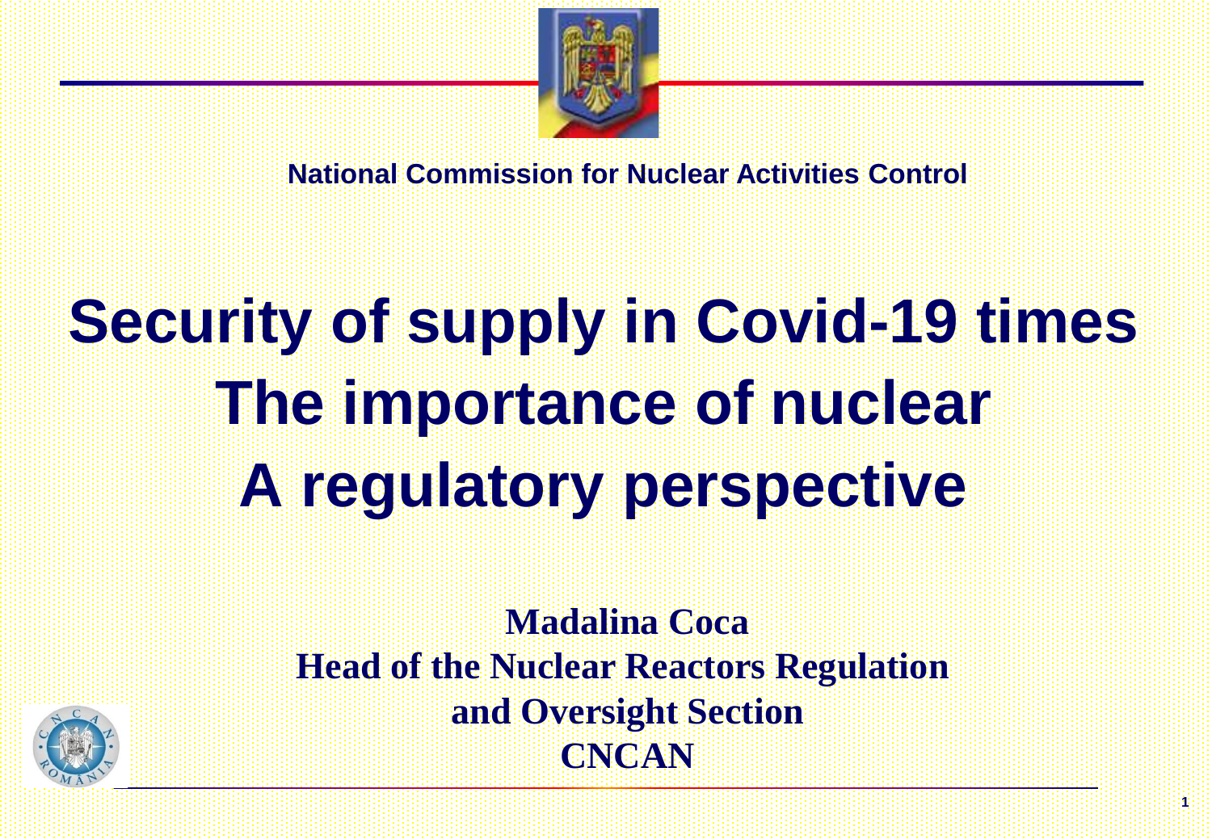**National Commission for Nuclear Activities Control**

# Security of supply in Covid-19 times
# The importance of nuclear
# A regulatory perspective

**Madalina Coca**
**Head of the Nuclear Reactors Regulation and Oversight Section**
**CNCAN**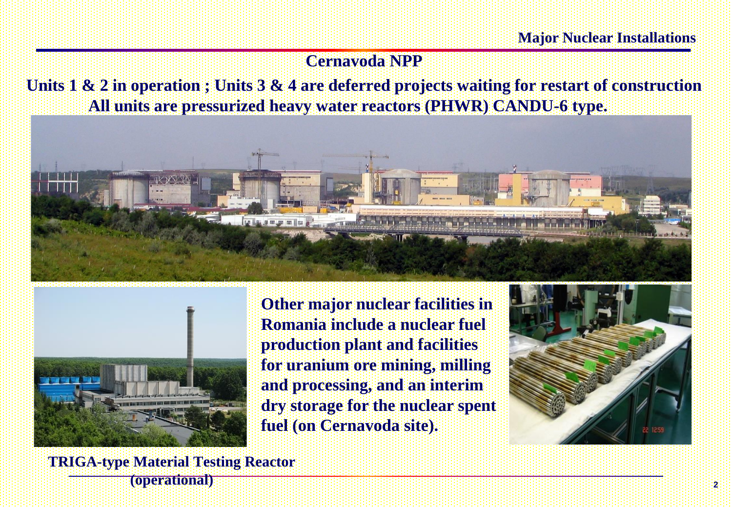## Major Nuclear Installations

### Cernavoda NPP

**Units 1 & 2 in operation ; Units 3 & 4 are deferred projects waiting for restart of construction**

**All units are pressurized heavy water reactors (PHWR) CANDU-6 type.**

**Other major nuclear facilities in Romania include a nuclear fuel production plant and facilities for uranium ore mining, milling and processing, and an interim dry storage for the nuclear spent fuel (on Cernavoda site).**

**TRIGA-type Material Testing Reactor (operational)**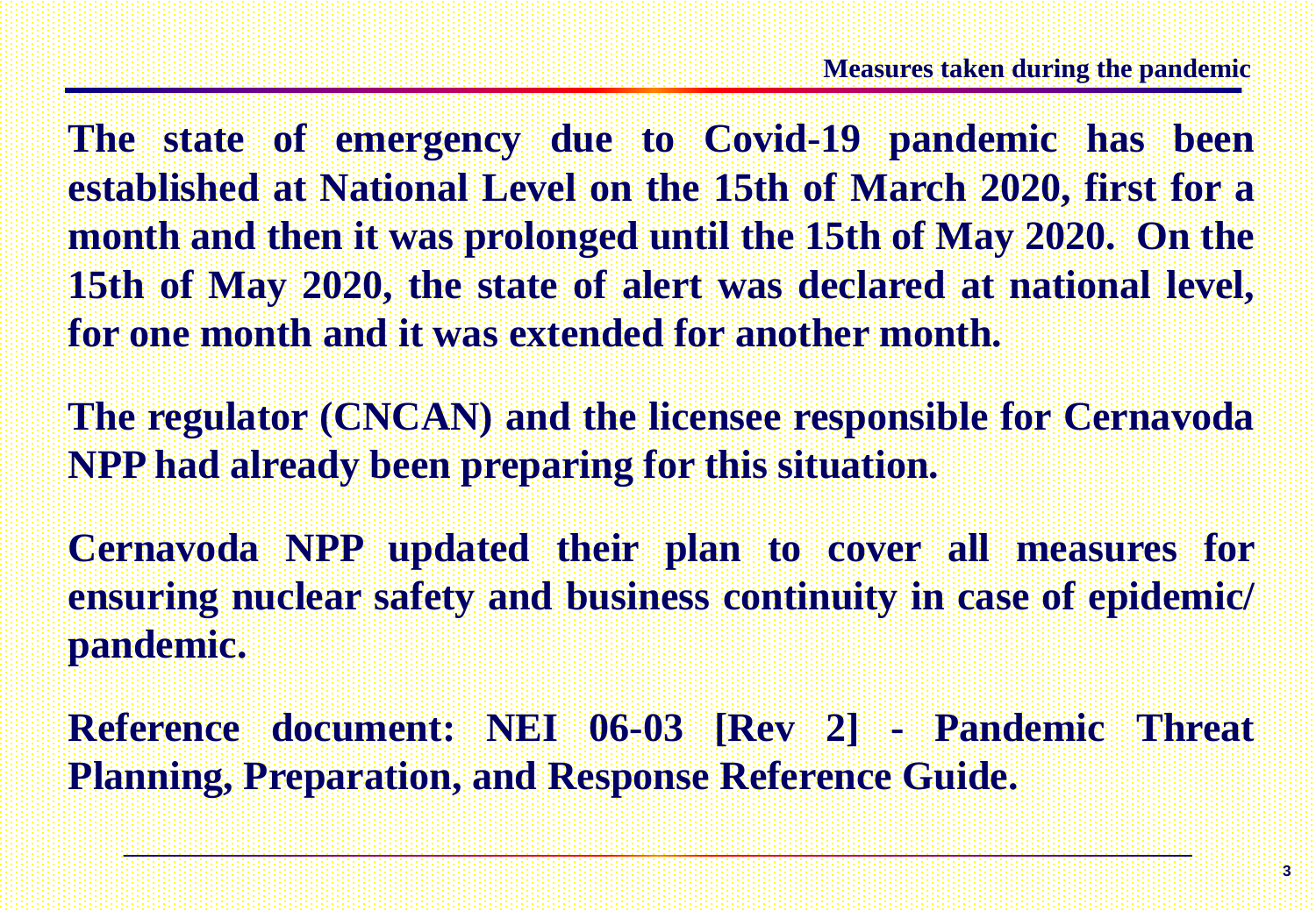## Measures taken during the pandemic

**The state of emergency due to Covid-19 pandemic has been established at National Level on the 15th of March 2020, first for a month and then it was prolonged until the 15th of May 2020. On the 15th of May 2020, the state of alert was declared at national level, for one month and it was extended for another month.**

**The regulator (CNCAN) and the licensee responsible for Cernavoda NPP had already been preparing for this situation.**

**Cernavoda NPP updated their plan to cover all measures for ensuring nuclear safety and business continuity in case of epidemic/ pandemic.**

**Reference document: NEI 06-03 [Rev 2] - Pandemic Threat Planning, Preparation, and Response Reference Guide.**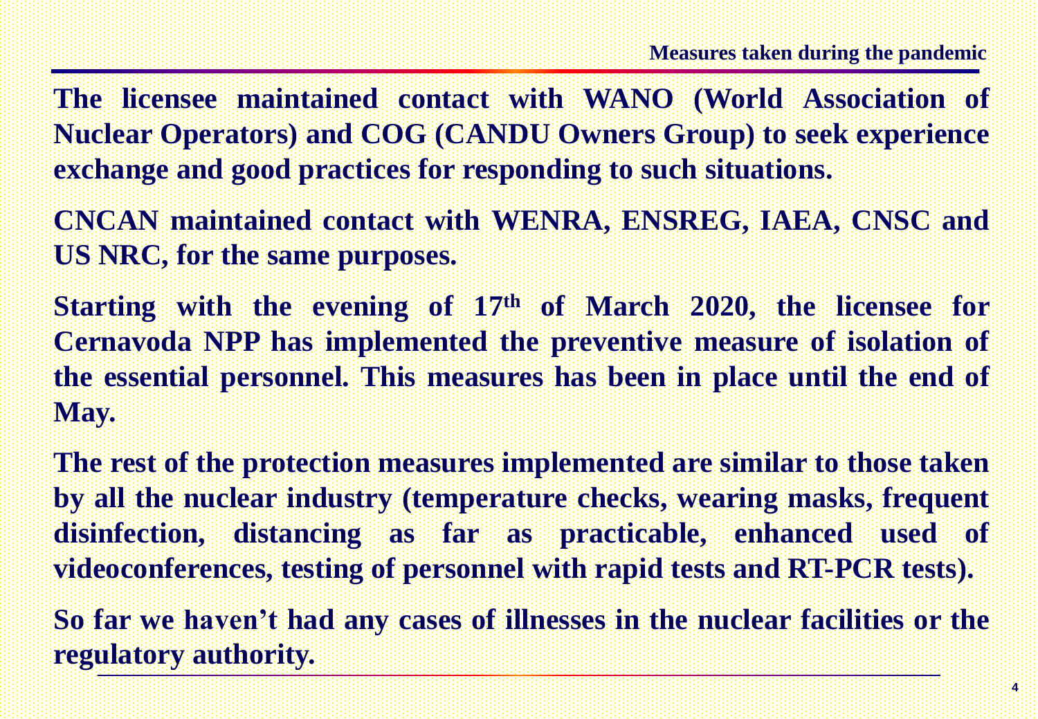## Measures taken during the pandemic

**The licensee maintained contact with WANO (World Association of Nuclear Operators) and COG (CANDU Owners Group) to seek experience exchange and good practices for responding to such situations.**

**CNCAN maintained contact with WENRA, ENSREG, IAEA, CNSC and US NRC, for the same purposes.**

**Starting with the evening of 17th of March 2020, the licensee for Cernavoda NPP has implemented the preventive measure of isolation of the essential personnel. This measures has been in place until the end of May.**

**The rest of the protection measures implemented are similar to those taken by all the nuclear industry (temperature checks, wearing masks, frequent disinfection, distancing as far as practicable, enhanced used of videoconferences, testing of personnel with rapid tests and RT-PCR tests).**

**So far we haven't had any cases of illnesses in the nuclear facilities or the regulatory authority.**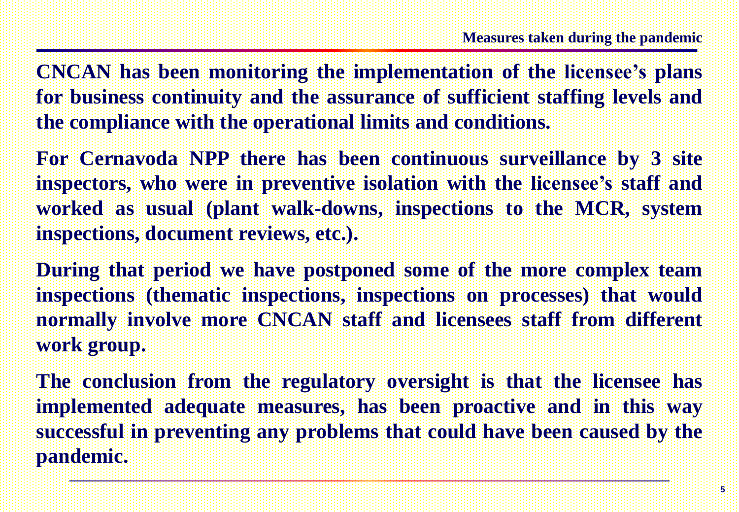## Measures taken during the pandemic

**CNCAN has been monitoring the implementation of the licensee's plans for business continuity and the assurance of sufficient staffing levels and the compliance with the operational limits and conditions.**

**For Cernavoda NPP there has been continuous surveillance by 3 site inspectors, who were in preventive isolation with the licensee's staff and worked as usual (plant walk-downs, inspections to the MCR, system inspections, document reviews, etc.).**

**During that period we have postponed some of the more complex team inspections (thematic inspections, inspections on processes) that would normally involve more CNCAN staff and licensees staff from different work group.**

**The conclusion from the regulatory oversight is that the licensee has implemented adequate measures, has been proactive and in this way successful in preventing any problems that could have been caused by the pandemic.**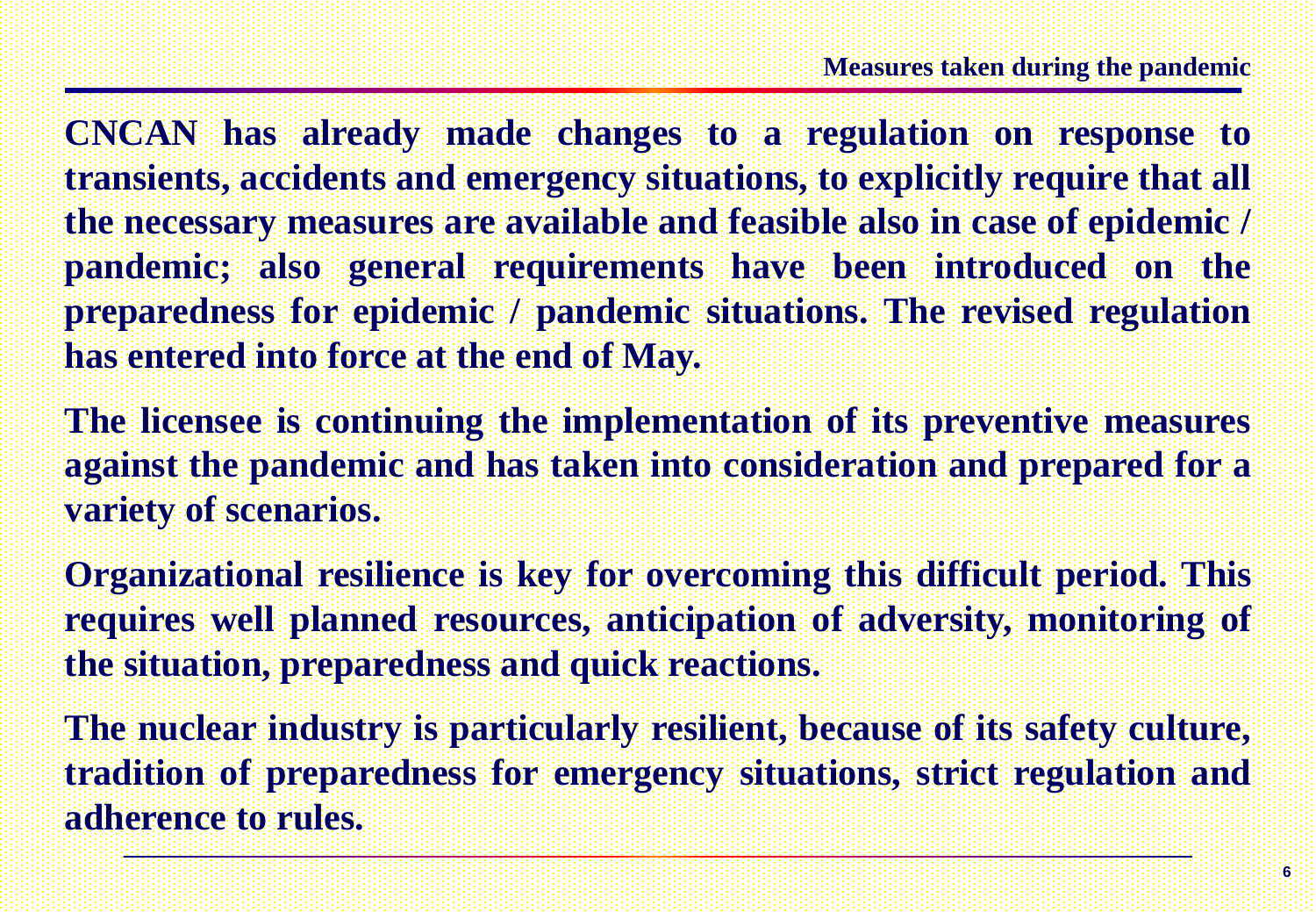## Measures taken during the pandemic

**CNCAN has already made changes to a regulation on response to transients, accidents and emergency situations, to explicitly require that all the necessary measures are available and feasible also in case of epidemic / pandemic; also general requirements have been introduced on the preparedness for epidemic / pandemic situations. The revised regulation has entered into force at the end of May.**

**The licensee is continuing the implementation of its preventive measures against the pandemic and has taken into consideration and prepared for a variety of scenarios.**

**Organizational resilience is key for overcoming this difficult period. This requires well planned resources, anticipation of adversity, monitoring of the situation, preparedness and quick reactions.**

**The nuclear industry is particularly resilient, because of its safety culture, tradition of preparedness for emergency situations, strict regulation and adherence to rules.**